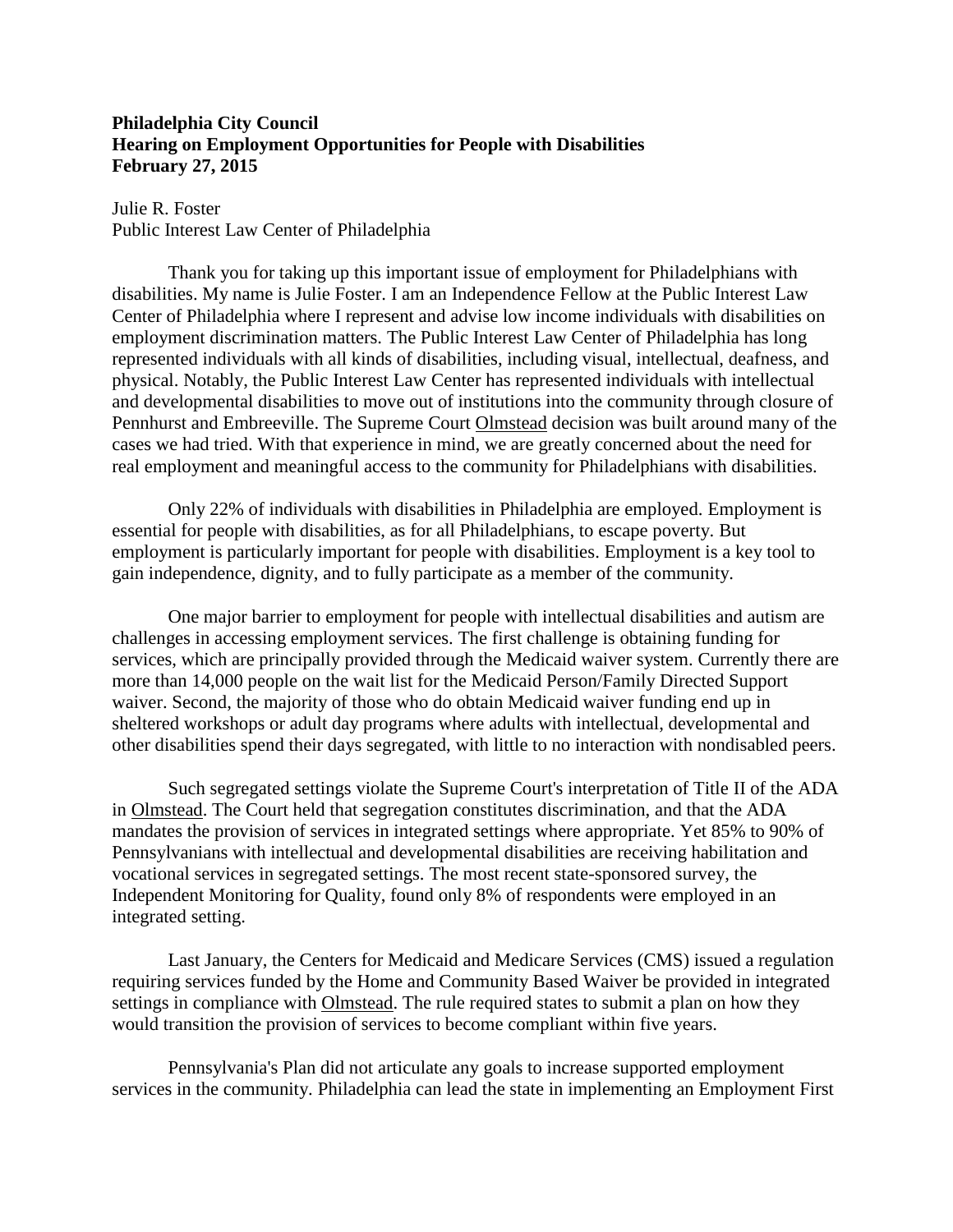**Philadelphia City Council**
**Hearing on Employment Opportunities for People with Disabilities**
**February 27, 2015**

Julie R. Foster
Public Interest Law Center of Philadelphia

Thank you for taking up this important issue of employment for Philadelphians with disabilities. My name is Julie Foster. I am an Independence Fellow at the Public Interest Law Center of Philadelphia where I represent and advise low income individuals with disabilities on employment discrimination matters. The Public Interest Law Center of Philadelphia has long represented individuals with all kinds of disabilities, including visual, intellectual, deafness, and physical. Notably, the Public Interest Law Center has represented individuals with intellectual and developmental disabilities to move out of institutions into the community through closure of Pennhurst and Embreeville. The Supreme Court Olmstead decision was built around many of the cases we had tried. With that experience in mind, we are greatly concerned about the need for real employment and meaningful access to the community for Philadelphians with disabilities.

Only 22% of individuals with disabilities in Philadelphia are employed. Employment is essential for people with disabilities, as for all Philadelphians, to escape poverty. But employment is particularly important for people with disabilities. Employment is a key tool to gain independence, dignity, and to fully participate as a member of the community.

One major barrier to employment for people with intellectual disabilities and autism are challenges in accessing employment services. The first challenge is obtaining funding for services, which are principally provided through the Medicaid waiver system. Currently there are more than 14,000 people on the wait list for the Medicaid Person/Family Directed Support waiver. Second, the majority of those who do obtain Medicaid waiver funding end up in sheltered workshops or adult day programs where adults with intellectual, developmental and other disabilities spend their days segregated, with little to no interaction with nondisabled peers.

Such segregated settings violate the Supreme Court's interpretation of Title II of the ADA in Olmstead. The Court held that segregation constitutes discrimination, and that the ADA mandates the provision of services in integrated settings where appropriate. Yet 85% to 90% of Pennsylvanians with intellectual and developmental disabilities are receiving habilitation and vocational services in segregated settings. The most recent state-sponsored survey, the Independent Monitoring for Quality, found only 8% of respondents were employed in an integrated setting.

Last January, the Centers for Medicaid and Medicare Services (CMS) issued a regulation requiring services funded by the Home and Community Based Waiver be provided in integrated settings in compliance with Olmstead. The rule required states to submit a plan on how they would transition the provision of services to become compliant within five years.

Pennsylvania's Plan did not articulate any goals to increase supported employment services in the community. Philadelphia can lead the state in implementing an Employment First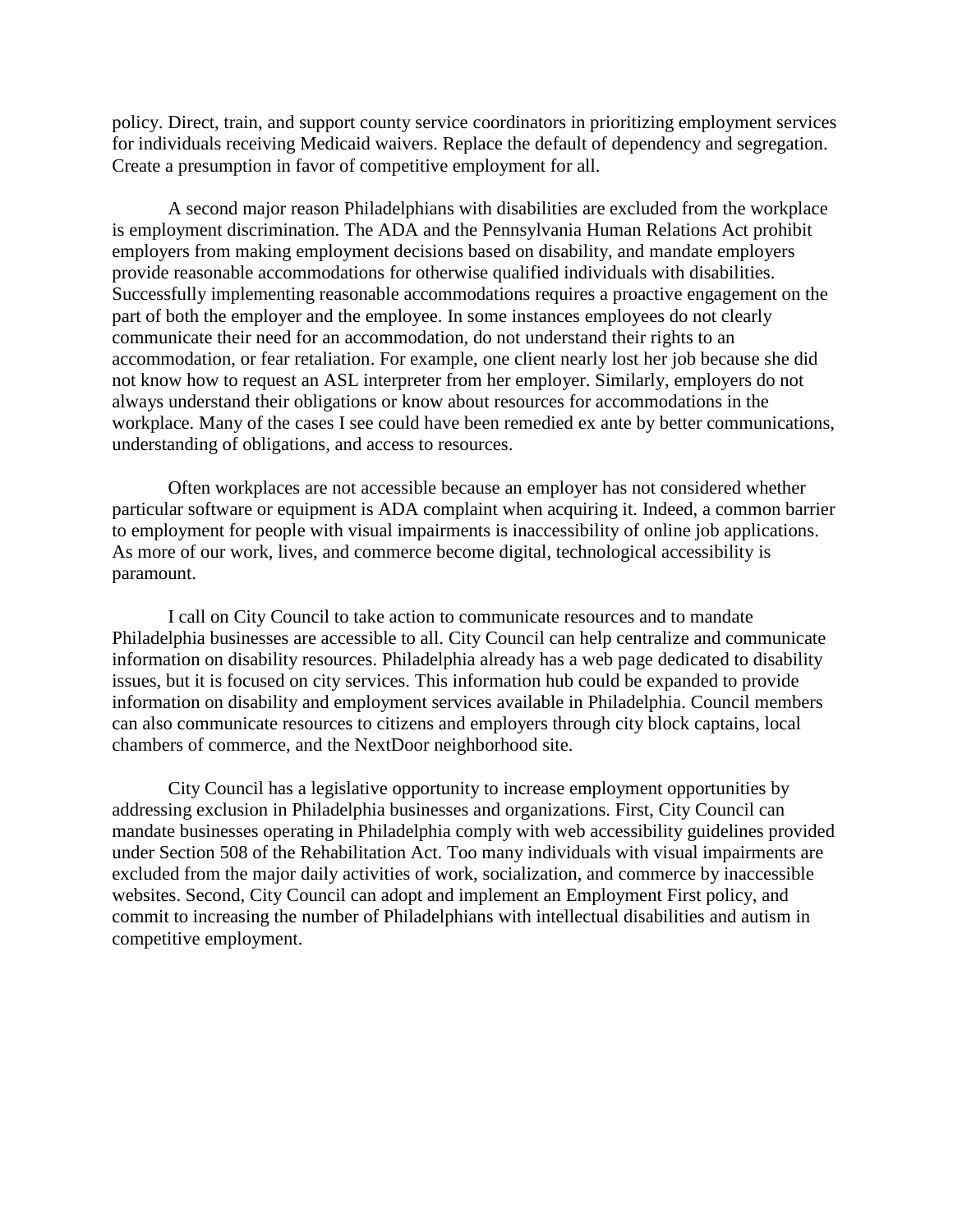policy. Direct, train, and support county service coordinators in prioritizing employment services for individuals receiving Medicaid waivers. Replace the default of dependency and segregation. Create a presumption in favor of competitive employment for all.

A second major reason Philadelphians with disabilities are excluded from the workplace is employment discrimination. The ADA and the Pennsylvania Human Relations Act prohibit employers from making employment decisions based on disability, and mandate employers provide reasonable accommodations for otherwise qualified individuals with disabilities. Successfully implementing reasonable accommodations requires a proactive engagement on the part of both the employer and the employee. In some instances employees do not clearly communicate their need for an accommodation, do not understand their rights to an accommodation, or fear retaliation. For example, one client nearly lost her job because she did not know how to request an ASL interpreter from her employer. Similarly, employers do not always understand their obligations or know about resources for accommodations in the workplace. Many of the cases I see could have been remedied ex ante by better communications, understanding of obligations, and access to resources.

Often workplaces are not accessible because an employer has not considered whether particular software or equipment is ADA complaint when acquiring it. Indeed, a common barrier to employment for people with visual impairments is inaccessibility of online job applications. As more of our work, lives, and commerce become digital, technological accessibility is paramount.

I call on City Council to take action to communicate resources and to mandate Philadelphia businesses are accessible to all. City Council can help centralize and communicate information on disability resources. Philadelphia already has a web page dedicated to disability issues, but it is focused on city services. This information hub could be expanded to provide information on disability and employment services available in Philadelphia. Council members can also communicate resources to citizens and employers through city block captains, local chambers of commerce, and the NextDoor neighborhood site.

City Council has a legislative opportunity to increase employment opportunities by addressing exclusion in Philadelphia businesses and organizations. First, City Council can mandate businesses operating in Philadelphia comply with web accessibility guidelines provided under Section 508 of the Rehabilitation Act. Too many individuals with visual impairments are excluded from the major daily activities of work, socialization, and commerce by inaccessible websites. Second, City Council can adopt and implement an Employment First policy, and commit to increasing the number of Philadelphians with intellectual disabilities and autism in competitive employment.